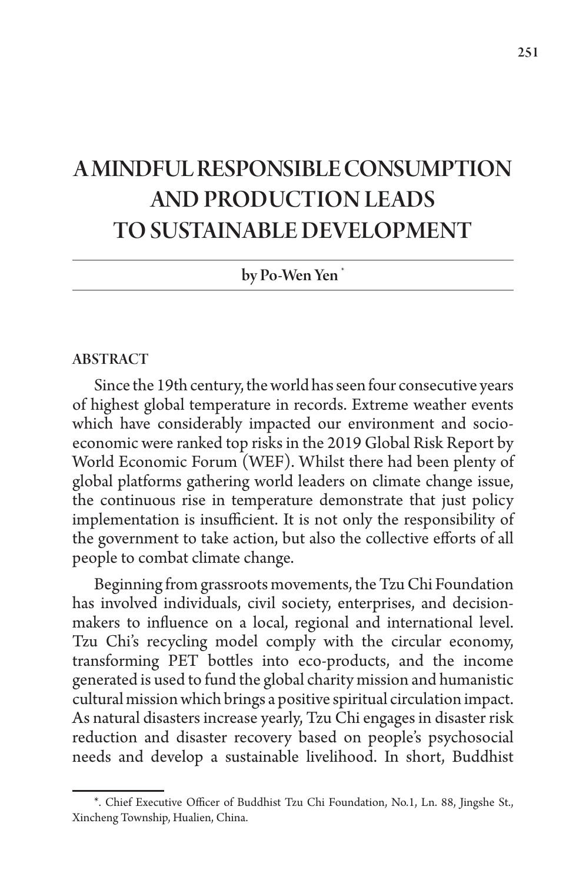# A MINDFUL RESPONSIBLE CONSUMPTION AND PRODUCTION LEADS TO SUSTAINABLE DEVELOPMENT

by Po-Wen Yen [*]

## ABSTRACT

Since the 19th century, the world has seen four consecutive years of highest global temperature in records. Extreme weather events which have considerably impacted our environment and socio-economic were ranked top risks in the 2019 Global Risk Report by World Economic Forum (WEF). Whilst there had been plenty of global platforms gathering world leaders on climate change issue, the continuous rise in temperature demonstrate that just policy implementation is insufficient. It is not only the responsibility of the government to take action, but also the collective efforts of all people to combat climate change.

Beginning from grassroots movements, the Tzu Chi Foundation has involved individuals, civil society, enterprises, and decision-makers to influence on a local, regional and international level. Tzu Chi's recycling model comply with the circular economy, transforming PET bottles into eco-products, and the income generated is used to fund the global charity mission and humanistic cultural mission which brings a positive spiritual circulation impact. As natural disasters increase yearly, Tzu Chi engages in disaster risk reduction and disaster recovery based on people's psychosocial needs and develop a sustainable livelihood. In short, Buddhist

[*]. Chief Executive Officer of Buddhist Tzu Chi Foundation, No.1, Ln. 88, Jingshe St., Xincheng Township, Hualien, China.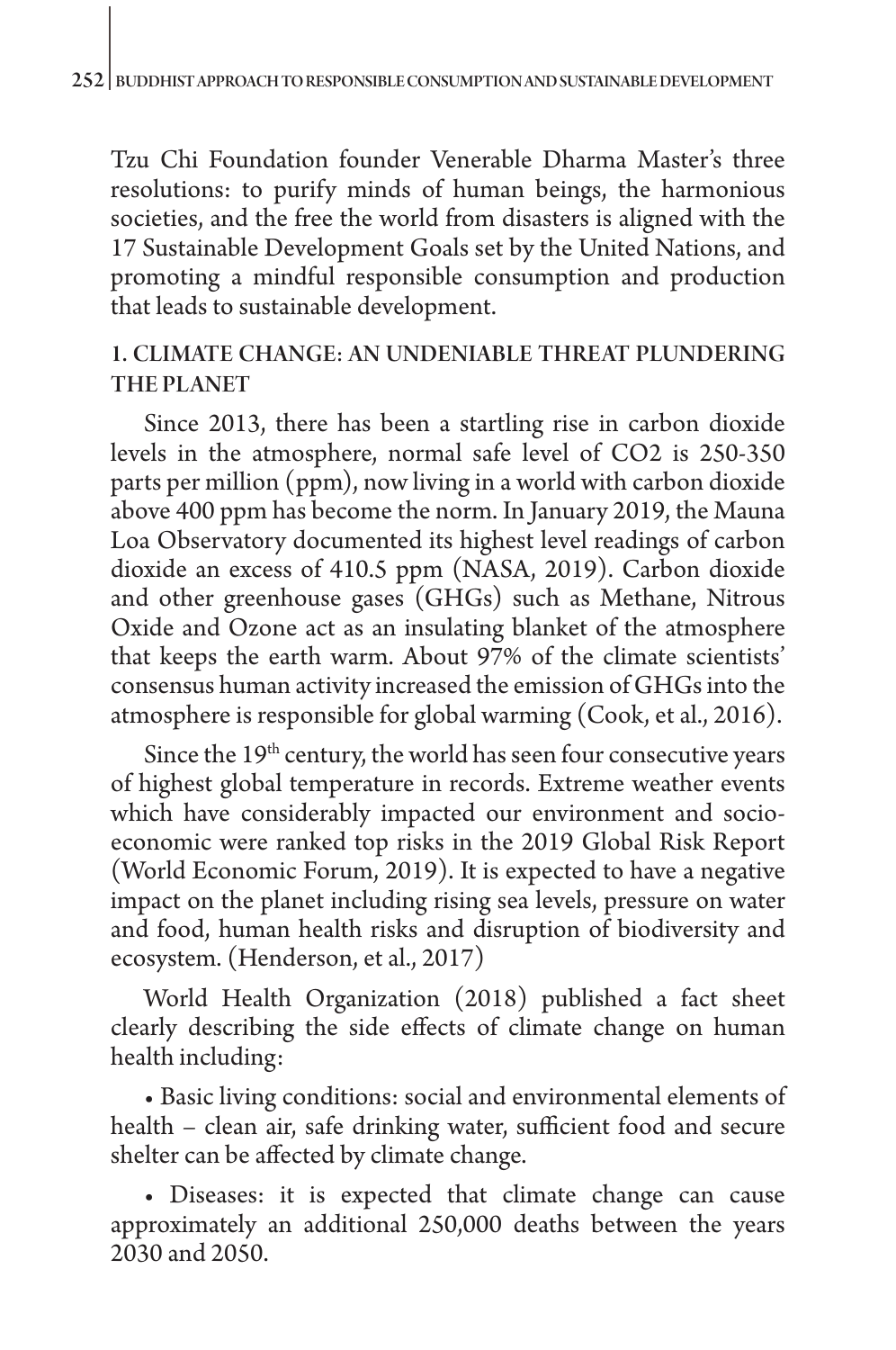Tzu Chi Foundation founder Venerable Dharma Master's three resolutions: to purify minds of human beings, the harmonious societies, and the free the world from disasters is aligned with the 17 Sustainable Development Goals set by the United Nations, and promoting a mindful responsible consumption and production that leads to sustainable development.

## 1. CLIMATE CHANGE: AN UNDENIABLE THREAT PLUNDERING THE PLANET

Since 2013, there has been a startling rise in carbon dioxide levels in the atmosphere, normal safe level of $CO_2$ is 250-350 parts per million (ppm), now living in a world with carbon dioxide above 400 ppm has become the norm. In January 2019, the Mauna Loa Observatory documented its highest level readings of carbon dioxide an excess of 410.5 ppm (NASA, 2019). Carbon dioxide and other greenhouse gases (GHGs) such as Methane, Nitrous Oxide and Ozone act as an insulating blanket of the atmosphere that keeps the earth warm. About 97% of the climate scientists' consensus human activity increased the emission of GHGs into the atmosphere is responsible for global warming (Cook, et al., 2016).

Since the 19th century, the world has seen four consecutive years of highest global temperature in records. Extreme weather events which have considerably impacted our environment and socio-economic were ranked top risks in the 2019 Global Risk Report (World Economic Forum, 2019). It is expected to have a negative impact on the planet including rising sea levels, pressure on water and food, human health risks and disruption of biodiversity and ecosystem. (Henderson, et al., 2017)

World Health Organization (2018) published a fact sheet clearly describing the side effects of climate change on human health including:

- Basic living conditions: social and environmental elements of health – clean air, safe drinking water, sufficient food and secure shelter can be affected by climate change.

- Diseases: it is expected that climate change can cause approximately an additional 250,000 deaths between the years 2030 and 2050.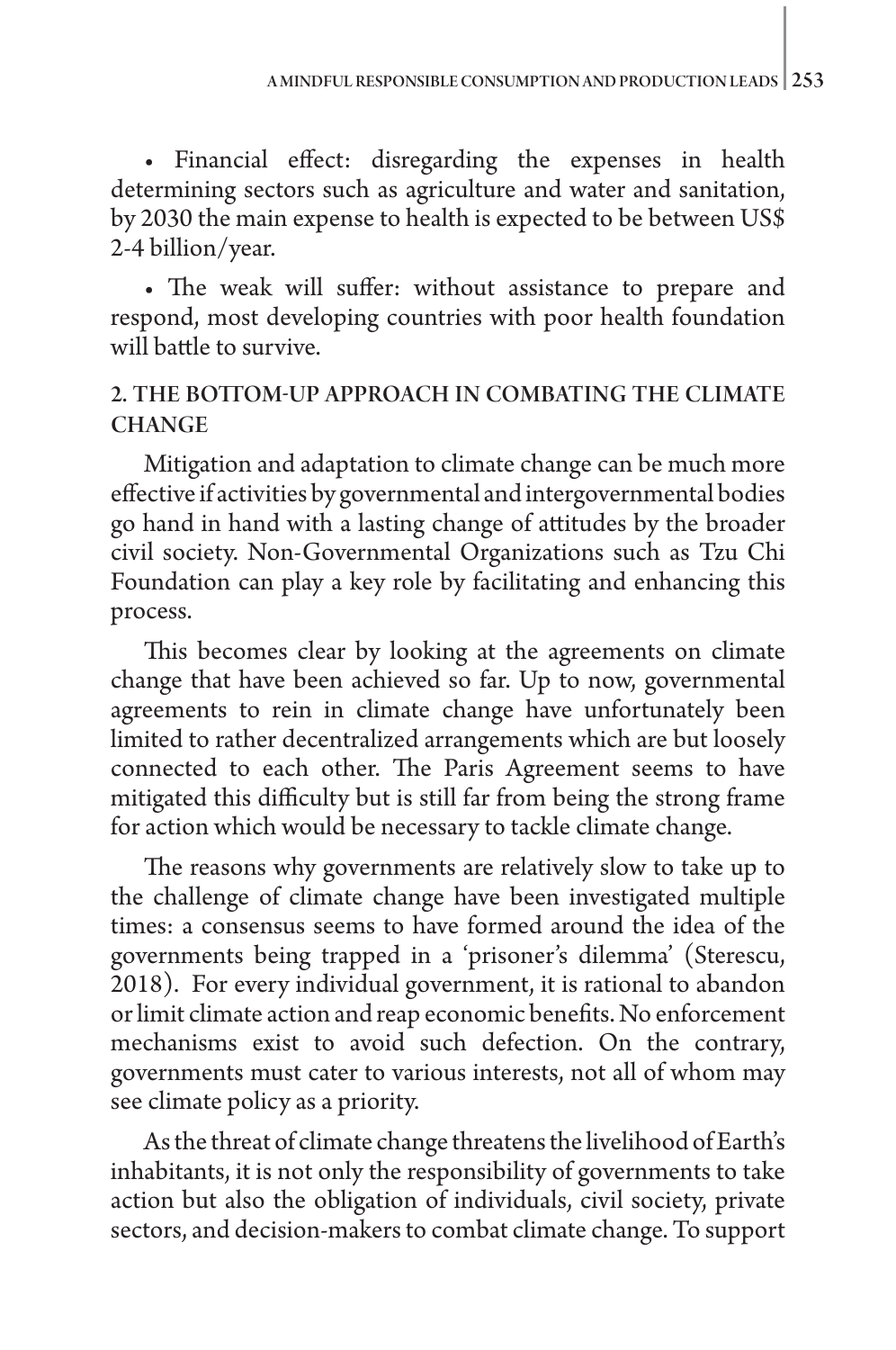• Financial effect: disregarding the expenses in health determining sectors such as agriculture and water and sanitation, by 2030 the main expense to health is expected to be between US$ 2-4 billion/year.

• The weak will suffer: without assistance to prepare and respond, most developing countries with poor health foundation will battle to survive.

## 2. THE BOTTOM-UP APPROACH IN COMBATING THE CLIMATE CHANGE

Mitigation and adaptation to climate change can be much more effective if activities by governmental and intergovernmental bodies go hand in hand with a lasting change of attitudes by the broader civil society. Non-Governmental Organizations such as Tzu Chi Foundation can play a key role by facilitating and enhancing this process.

This becomes clear by looking at the agreements on climate change that have been achieved so far. Up to now, governmental agreements to rein in climate change have unfortunately been limited to rather decentralized arrangements which are but loosely connected to each other. The Paris Agreement seems to have mitigated this difficulty but is still far from being the strong frame for action which would be necessary to tackle climate change.

The reasons why governments are relatively slow to take up to the challenge of climate change have been investigated multiple times: a consensus seems to have formed around the idea of the governments being trapped in a 'prisoner's dilemma' (Sterescu, 2018). For every individual government, it is rational to abandon or limit climate action and reap economic benefits. No enforcement mechanisms exist to avoid such defection. On the contrary, governments must cater to various interests, not all of whom may see climate policy as a priority.

As the threat of climate change threatens the livelihood of Earth's inhabitants, it is not only the responsibility of governments to take action but also the obligation of individuals, civil society, private sectors, and decision-makers to combat climate change. To support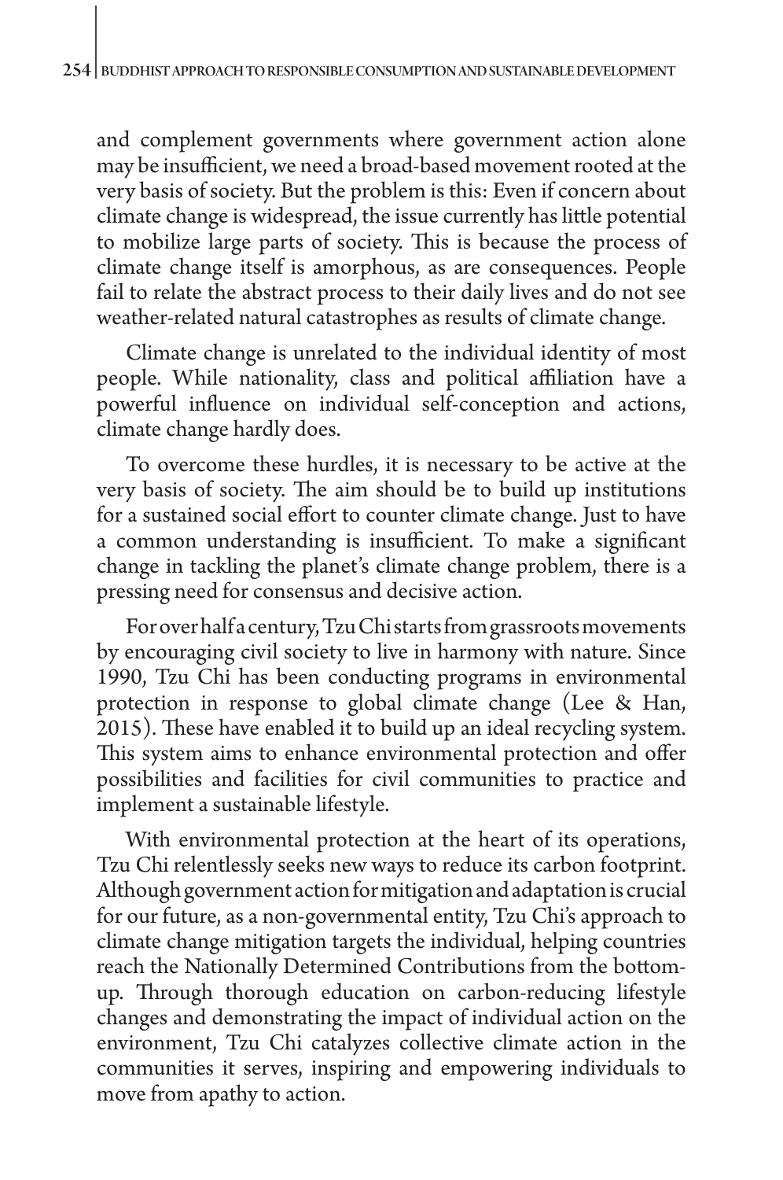and complement governments where government action alone may be insufficient, we need a broad-based movement rooted at the very basis of society. But the problem is this: Even if concern about climate change is widespread, the issue currently has little potential to mobilize large parts of society. This is because the process of climate change itself is amorphous, as are consequences. People fail to relate the abstract process to their daily lives and do not see weather-related natural catastrophes as results of climate change.

Climate change is unrelated to the individual identity of most people. While nationality, class and political affiliation have a powerful influence on individual self-conception and actions, climate change hardly does.

To overcome these hurdles, it is necessary to be active at the very basis of society. The aim should be to build up institutions for a sustained social effort to counter climate change. Just to have a common understanding is insufficient. To make a significant change in tackling the planet's climate change problem, there is a pressing need for consensus and decisive action.

For over half a century, Tzu Chi starts from grassroots movements by encouraging civil society to live in harmony with nature. Since 1990, Tzu Chi has been conducting programs in environmental protection in response to global climate change (Lee & Han, 2015). These have enabled it to build up an ideal recycling system. This system aims to enhance environmental protection and offer possibilities and facilities for civil communities to practice and implement a sustainable lifestyle.

With environmental protection at the heart of its operations, Tzu Chi relentlessly seeks new ways to reduce its carbon footprint. Although government action for mitigation and adaptation is crucial for our future, as a non-governmental entity, Tzu Chi's approach to climate change mitigation targets the individual, helping countries reach the Nationally Determined Contributions from the bottom-up. Through thorough education on carbon-reducing lifestyle changes and demonstrating the impact of individual action on the environment, Tzu Chi catalyzes collective climate action in the communities it serves, inspiring and empowering individuals to move from apathy to action.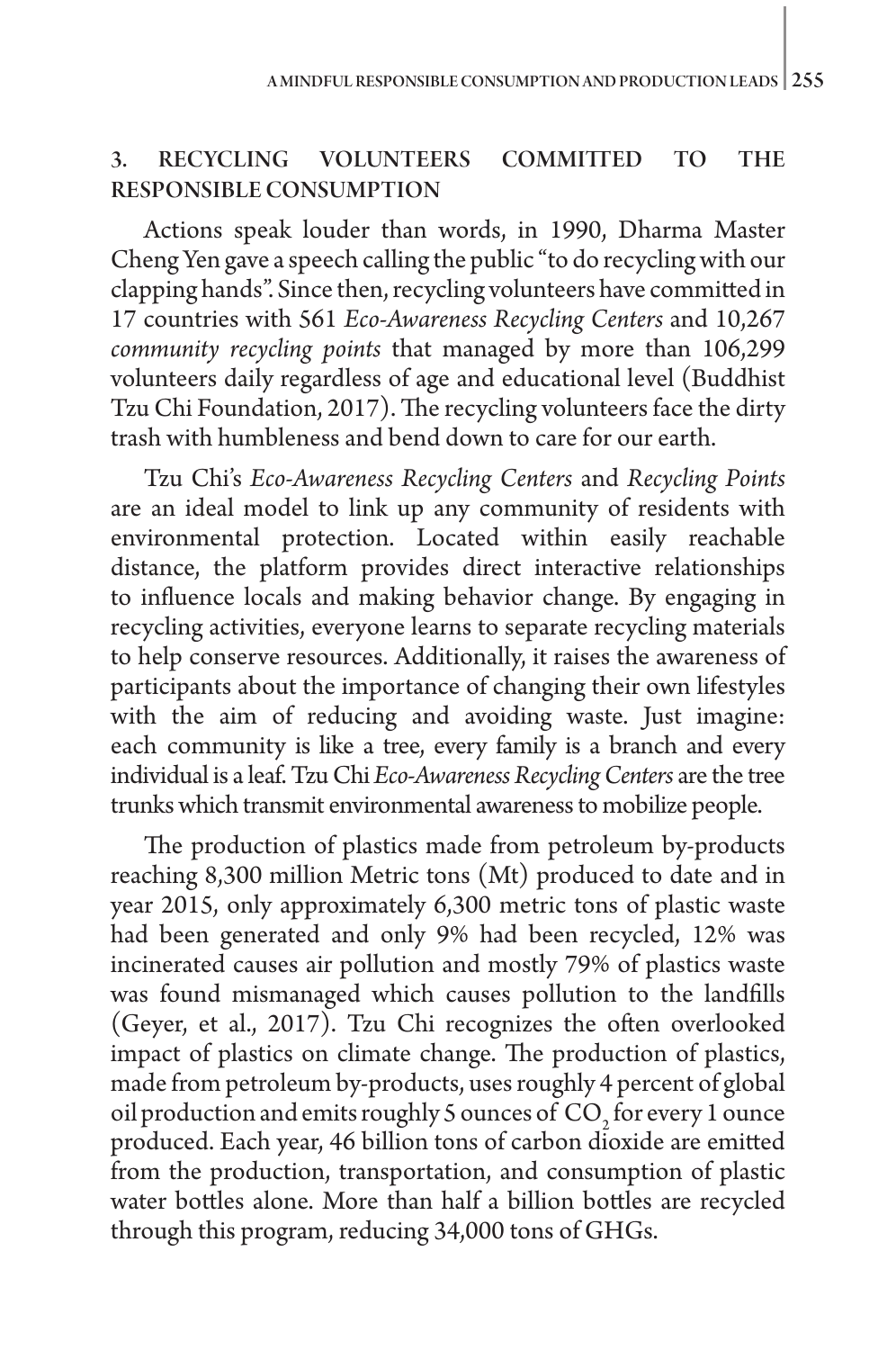## 3. RECYCLING VOLUNTEERS COMMITTED TO THE RESPONSIBLE CONSUMPTION

Actions speak louder than words, in 1990, Dharma Master Cheng Yen gave a speech calling the public "to do recycling with our clapping hands". Since then, recycling volunteers have committed in 17 countries with 561 *Eco-Awareness Recycling Centers* and 10,267 *community recycling points* that managed by more than 106,299 volunteers daily regardless of age and educational level (Buddhist Tzu Chi Foundation, 2017). The recycling volunteers face the dirty trash with humbleness and bend down to care for our earth.

Tzu Chi's *Eco-Awareness Recycling Centers* and *Recycling Points* are an ideal model to link up any community of residents with environmental protection. Located within easily reachable distance, the platform provides direct interactive relationships to influence locals and making behavior change. By engaging in recycling activities, everyone learns to separate recycling materials to help conserve resources. Additionally, it raises the awareness of participants about the importance of changing their own lifestyles with the aim of reducing and avoiding waste. Just imagine: each community is like a tree, every family is a branch and every individual is a leaf. Tzu Chi *Eco-Awareness Recycling Centers* are the tree trunks which transmit environmental awareness to mobilize people.

The production of plastics made from petroleum by-products reaching 8,300 million Metric tons (Mt) produced to date and in year 2015, only approximately 6,300 metric tons of plastic waste had been generated and only 9% had been recycled, 12% was incinerated causes air pollution and mostly 79% of plastics waste was found mismanaged which causes pollution to the landfills (Geyer, et al., 2017). Tzu Chi recognizes the often overlooked impact of plastics on climate change. The production of plastics, made from petroleum by-products, uses roughly 4 percent of global oil production and emits roughly 5 ounces of $CO_2$ for every 1 ounce produced. Each year, 46 billion tons of carbon dioxide are emitted from the production, transportation, and consumption of plastic water bottles alone. More than half a billion bottles are recycled through this program, reducing 34,000 tons of GHGs.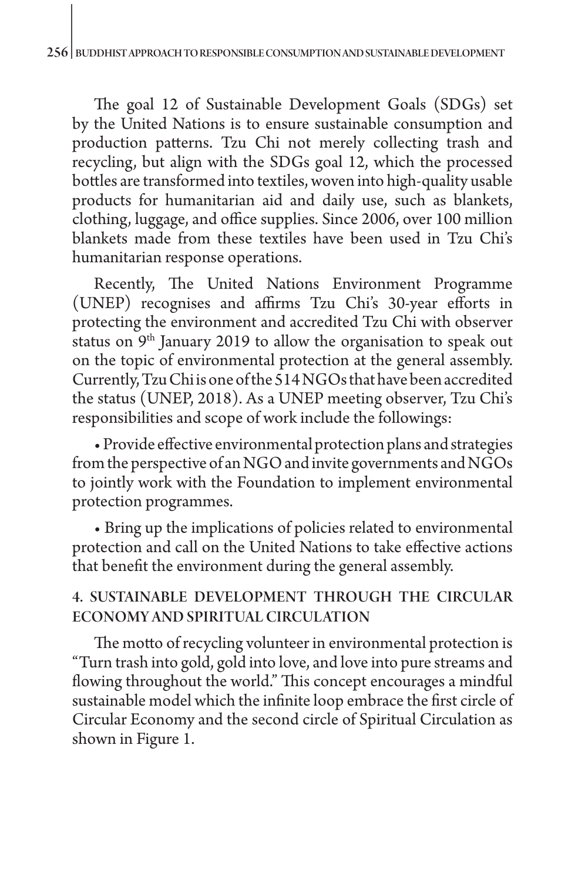The goal 12 of Sustainable Development Goals (SDGs) set by the United Nations is to ensure sustainable consumption and production patterns. Tzu Chi not merely collecting trash and recycling, but align with the SDGs goal 12, which the processed bottles are transformed into textiles, woven into high-quality usable products for humanitarian aid and daily use, such as blankets, clothing, luggage, and office supplies. Since 2006, over 100 million blankets made from these textiles have been used in Tzu Chi's humanitarian response operations.

Recently, The United Nations Environment Programme (UNEP) recognises and affirms Tzu Chi's 30-year efforts in protecting the environment and accredited Tzu Chi with observer status on 9th January 2019 to allow the organisation to speak out on the topic of environmental protection at the general assembly. Currently, Tzu Chi is one of the 514 NGOs that have been accredited the status (UNEP, 2018). As a UNEP meeting observer, Tzu Chi's responsibilities and scope of work include the followings:

- Provide effective environmental protection plans and strategies from the perspective of an NGO and invite governments and NGOs to jointly work with the Foundation to implement environmental protection programmes.

- Bring up the implications of policies related to environmental protection and call on the United Nations to take effective actions that benefit the environment during the general assembly.

## 4. SUSTAINABLE DEVELOPMENT THROUGH THE CIRCULAR ECONOMY AND SPIRITUAL CIRCULATION

The motto of recycling volunteer in environmental protection is "Turn trash into gold, gold into love, and love into pure streams and flowing throughout the world." This concept encourages a mindful sustainable model which the infinite loop embrace the first circle of Circular Economy and the second circle of Spiritual Circulation as shown in Figure 1.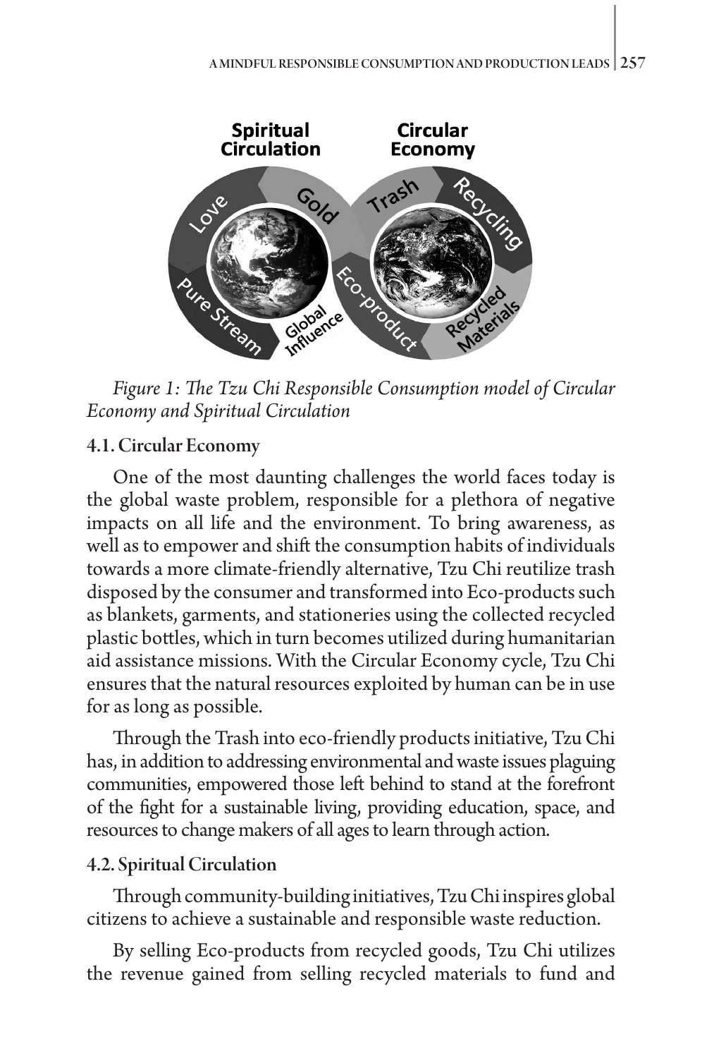*Figure 1: The Tzu Chi Responsible Consumption model of Circular Economy and Spiritual Circulation*

### 4.1. Circular Economy

One of the most daunting challenges the world faces today is the global waste problem, responsible for a plethora of negative impacts on all life and the environment. To bring awareness, as well as to empower and shift the consumption habits of individuals towards a more climate-friendly alternative, Tzu Chi reutilize trash disposed by the consumer and transformed into Eco-products such as blankets, garments, and stationeries using the collected recycled plastic bottles, which in turn becomes utilized during humanitarian aid assistance missions. With the Circular Economy cycle, Tzu Chi ensures that the natural resources exploited by human can be in use for as long as possible.

Through the Trash into eco-friendly products initiative, Tzu Chi has, in addition to addressing environmental and waste issues plaguing communities, empowered those left behind to stand at the forefront of the fight for a sustainable living, providing education, space, and resources to change makers of all ages to learn through action.

### 4.2. Spiritual Circulation

Through community-building initiatives, Tzu Chi inspires global citizens to achieve a sustainable and responsible waste reduction.

By selling Eco-products from recycled goods, Tzu Chi utilizes the revenue gained from selling recycled materials to fund and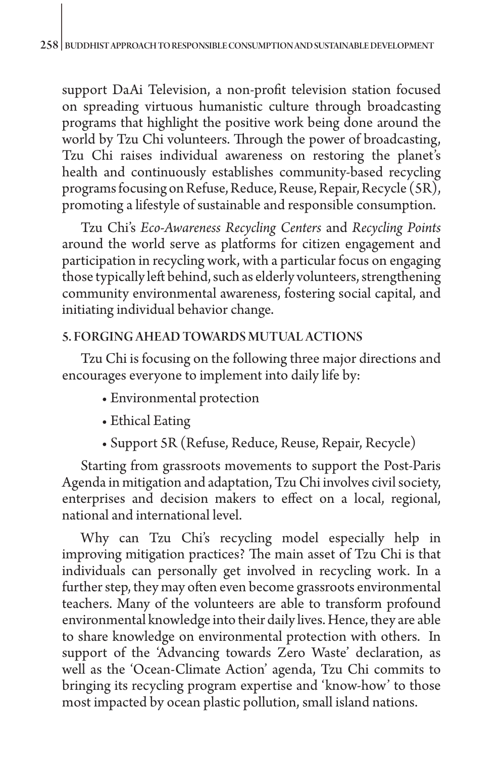support DaAi Television, a non-profit television station focused on spreading virtuous humanistic culture through broadcasting programs that highlight the positive work being done around the world by Tzu Chi volunteers. Through the power of broadcasting, Tzu Chi raises individual awareness on restoring the planet's health and continuously establishes community-based recycling programs focusing on Refuse, Reduce, Reuse, Repair, Recycle (5R), promoting a lifestyle of sustainable and responsible consumption.

Tzu Chi's *Eco-Awareness Recycling Centers* and *Recycling Points* around the world serve as platforms for citizen engagement and participation in recycling work, with a particular focus on engaging those typically left behind, such as elderly volunteers, strengthening community environmental awareness, fostering social capital, and initiating individual behavior change.

## 5. FORGING AHEAD TOWARDS MUTUAL ACTIONS

Tzu Chi is focusing on the following three major directions and encourages everyone to implement into daily life by:

- Environmental protection
- Ethical Eating
- Support 5R (Refuse, Reduce, Reuse, Repair, Recycle)

Starting from grassroots movements to support the Post-Paris Agenda in mitigation and adaptation, Tzu Chi involves civil society, enterprises and decision makers to effect on a local, regional, national and international level.

Why can Tzu Chi's recycling model especially help in improving mitigation practices? The main asset of Tzu Chi is that individuals can personally get involved in recycling work. In a further step, they may often even become grassroots environmental teachers. Many of the volunteers are able to transform profound environmental knowledge into their daily lives. Hence, they are able to share knowledge on environmental protection with others. In support of the 'Advancing towards Zero Waste' declaration, as well as the 'Ocean-Climate Action' agenda, Tzu Chi commits to bringing its recycling program expertise and 'know-how' to those most impacted by ocean plastic pollution, small island nations.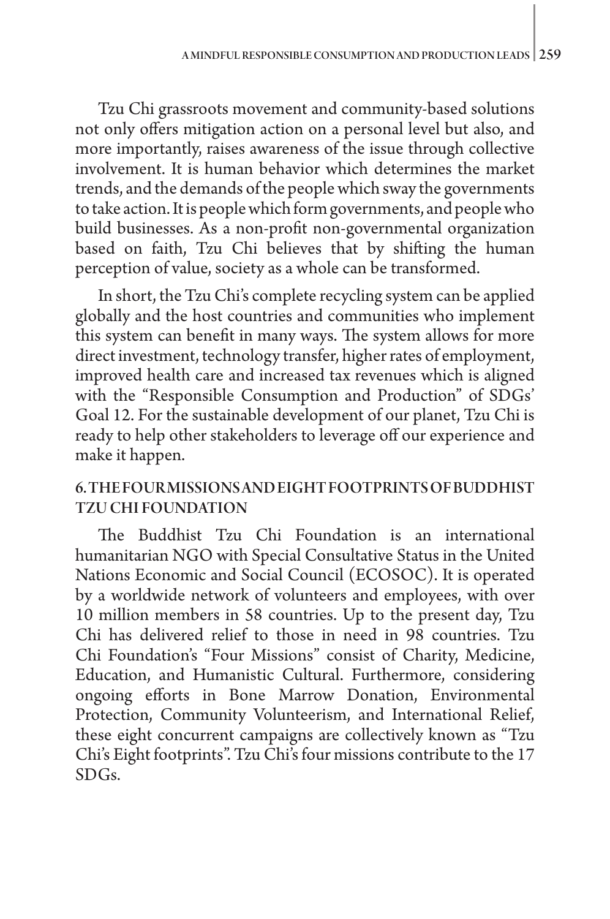Tzu Chi grassroots movement and community-based solutions not only offers mitigation action on a personal level but also, and more importantly, raises awareness of the issue through collective involvement. It is human behavior which determines the market trends, and the demands of the people which sway the governments to take action. It is people which form governments, and people who build businesses. As a non-profit non-governmental organization based on faith, Tzu Chi believes that by shifting the human perception of value, society as a whole can be transformed.

In short, the Tzu Chi's complete recycling system can be applied globally and the host countries and communities who implement this system can benefit in many ways. The system allows for more direct investment, technology transfer, higher rates of employment, improved health care and increased tax revenues which is aligned with the "Responsible Consumption and Production" of SDGs' Goal 12. For the sustainable development of our planet, Tzu Chi is ready to help other stakeholders to leverage off our experience and make it happen.

## 6. THE FOUR MISSIONS AND EIGHT FOOTPRINTS OF BUDDHIST TZU CHI FOUNDATION

The Buddhist Tzu Chi Foundation is an international humanitarian NGO with Special Consultative Status in the United Nations Economic and Social Council (ECOSOC). It is operated by a worldwide network of volunteers and employees, with over 10 million members in 58 countries. Up to the present day, Tzu Chi has delivered relief to those in need in 98 countries. Tzu Chi Foundation's "Four Missions" consist of Charity, Medicine, Education, and Humanistic Cultural. Furthermore, considering ongoing efforts in Bone Marrow Donation, Environmental Protection, Community Volunteerism, and International Relief, these eight concurrent campaigns are collectively known as "Tzu Chi's Eight footprints". Tzu Chi's four missions contribute to the 17 SDGs.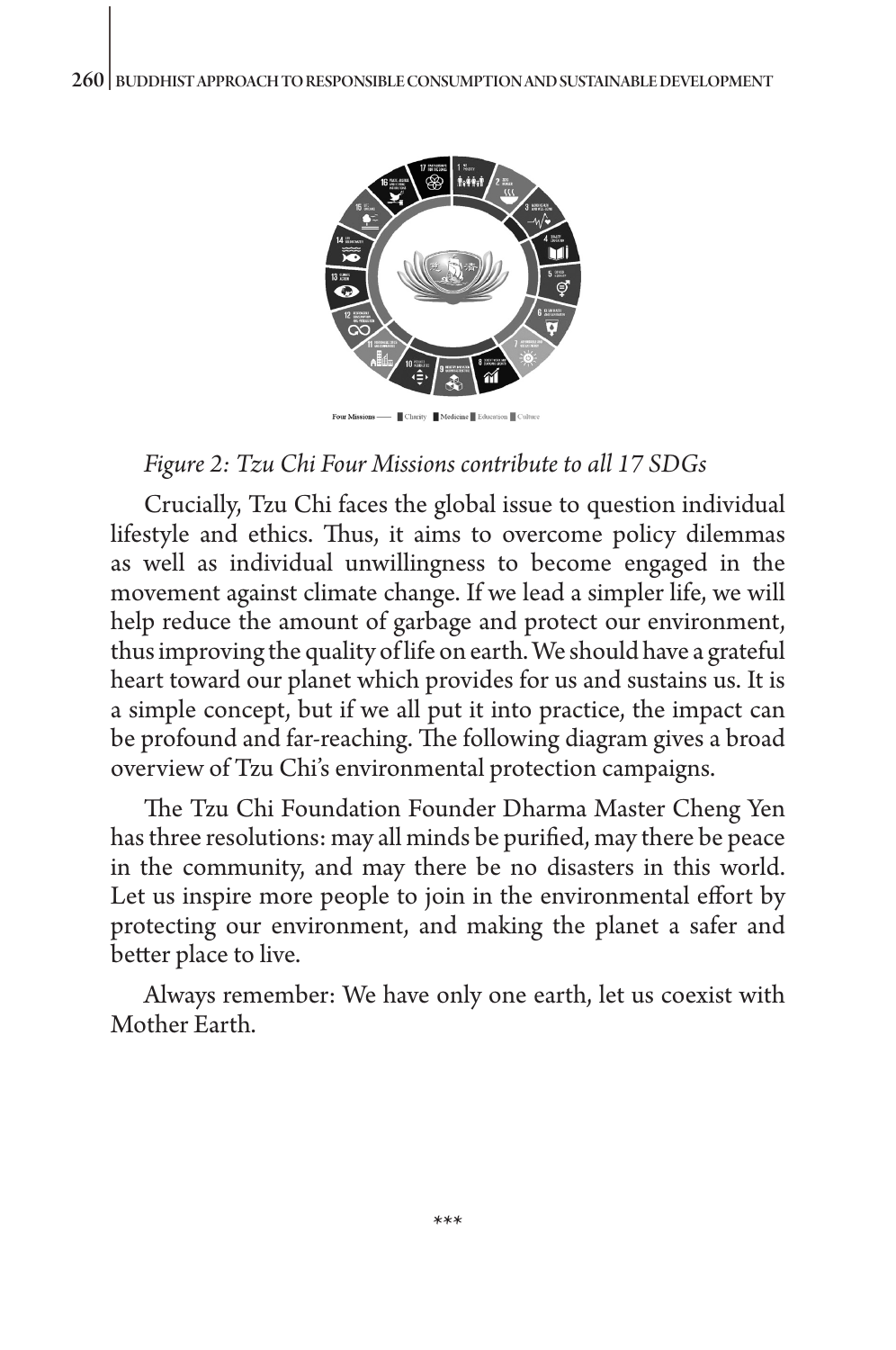*Figure 2: Tzu Chi Four Missions contribute to all 17 SDGs*

Crucially, Tzu Chi faces the global issue to question individual lifestyle and ethics. Thus, it aims to overcome policy dilemmas as well as individual unwillingness to become engaged in the movement against climate change. If we lead a simpler life, we will help reduce the amount of garbage and protect our environment, thus improving the quality of life on earth. We should have a grateful heart toward our planet which provides for us and sustains us. It is a simple concept, but if we all put it into practice, the impact can be profound and far-reaching. The following diagram gives a broad overview of Tzu Chi's environmental protection campaigns.

The Tzu Chi Foundation Founder Dharma Master Cheng Yen has three resolutions: may all minds be purified, may there be peace in the community, and may there be no disasters in this world. Let us inspire more people to join in the environmental effort by protecting our environment, and making the planet a safer and better place to live.

Always remember: We have only one earth, let us coexist with Mother Earth.

\*\*\*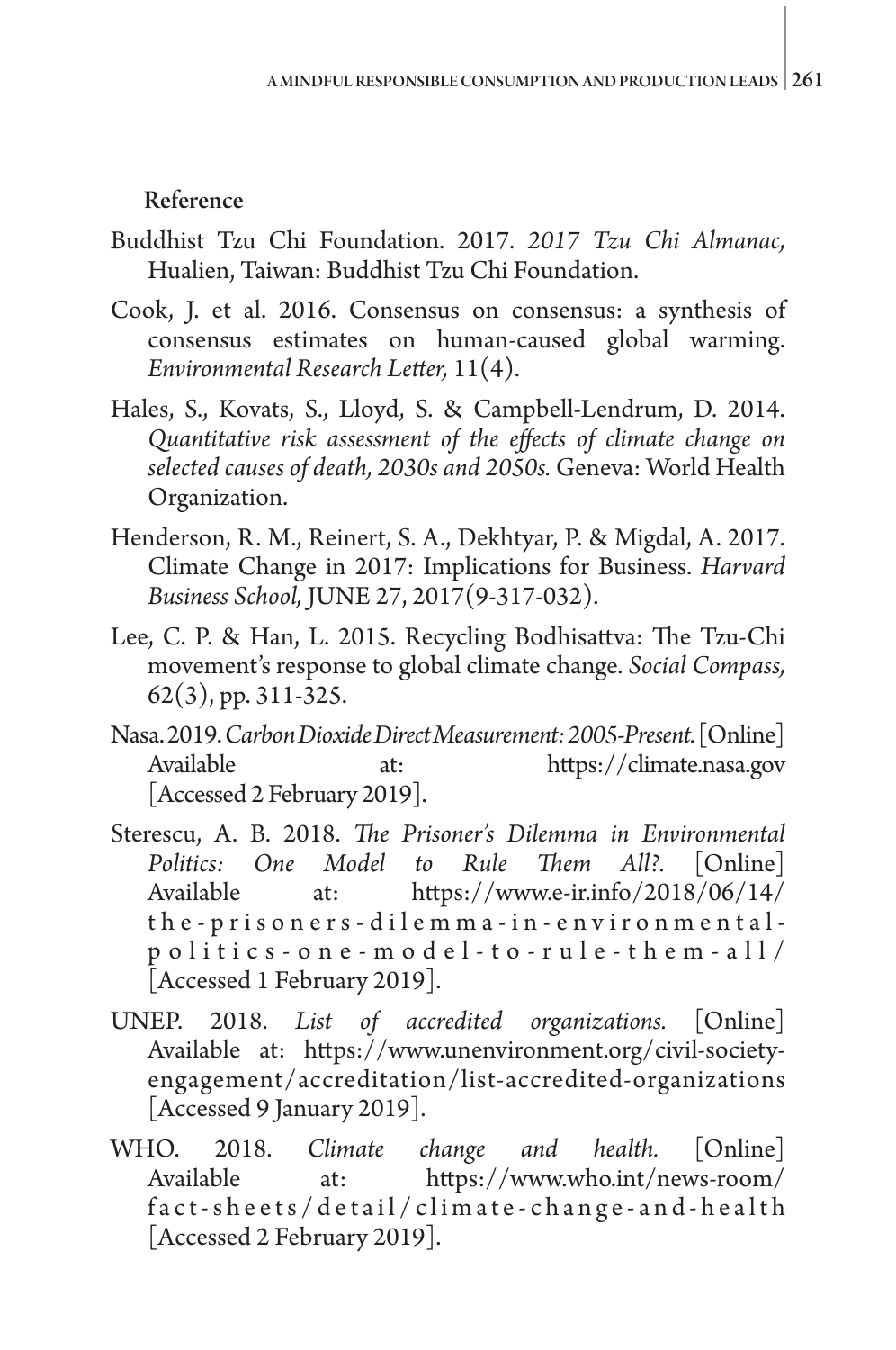## Reference

Buddhist Tzu Chi Foundation. 2017. *2017 Tzu Chi Almanac,* Hualien, Taiwan: Buddhist Tzu Chi Foundation.

Cook, J. et al. 2016. Consensus on consensus: a synthesis of consensus estimates on human-caused global warming. *Environmental Research Letter,* 11(4).

Hales, S., Kovats, S., Lloyd, S. & Campbell-Lendrum, D. 2014. *Quantitative risk assessment of the effects of climate change on selected causes of death, 2030s and 2050s.* Geneva: World Health Organization.

Henderson, R. M., Reinert, S. A., Dekhtyar, P. & Migdal, A. 2017. Climate Change in 2017: Implications for Business. *Harvard Business School,* JUNE 27, 2017(9-317-032).

Lee, C. P. & Han, L. 2015. Recycling Bodhisattva: The Tzu-Chi movement's response to global climate change. *Social Compass,* 62(3), pp. 311-325.

Nasa. 2019. *Carbon Dioxide Direct Measurement: 2005-Present.* [Online] Available at: https://climate.nasa.gov [Accessed 2 February 2019].

Sterescu, A. B. 2018. *The Prisoner's Dilemma in Environmental Politics: One Model to Rule Them All?.* [Online] Available at: https://www.e-ir.info/2018/06/14/the-prisoners-dilemma-in-environmental-politics-one-model-to-rule-them-all/ [Accessed 1 February 2019].

UNEP. 2018. *List of accredited organizations.* [Online] Available at: https://www.unenvironment.org/civil-society-engagement/accreditation/list-accredited-organizations [Accessed 9 January 2019].

WHO. 2018. *Climate change and health.* [Online] Available at: https://www.who.int/news-room/fact-sheets/detail/climate-change-and-health [Accessed 2 February 2019].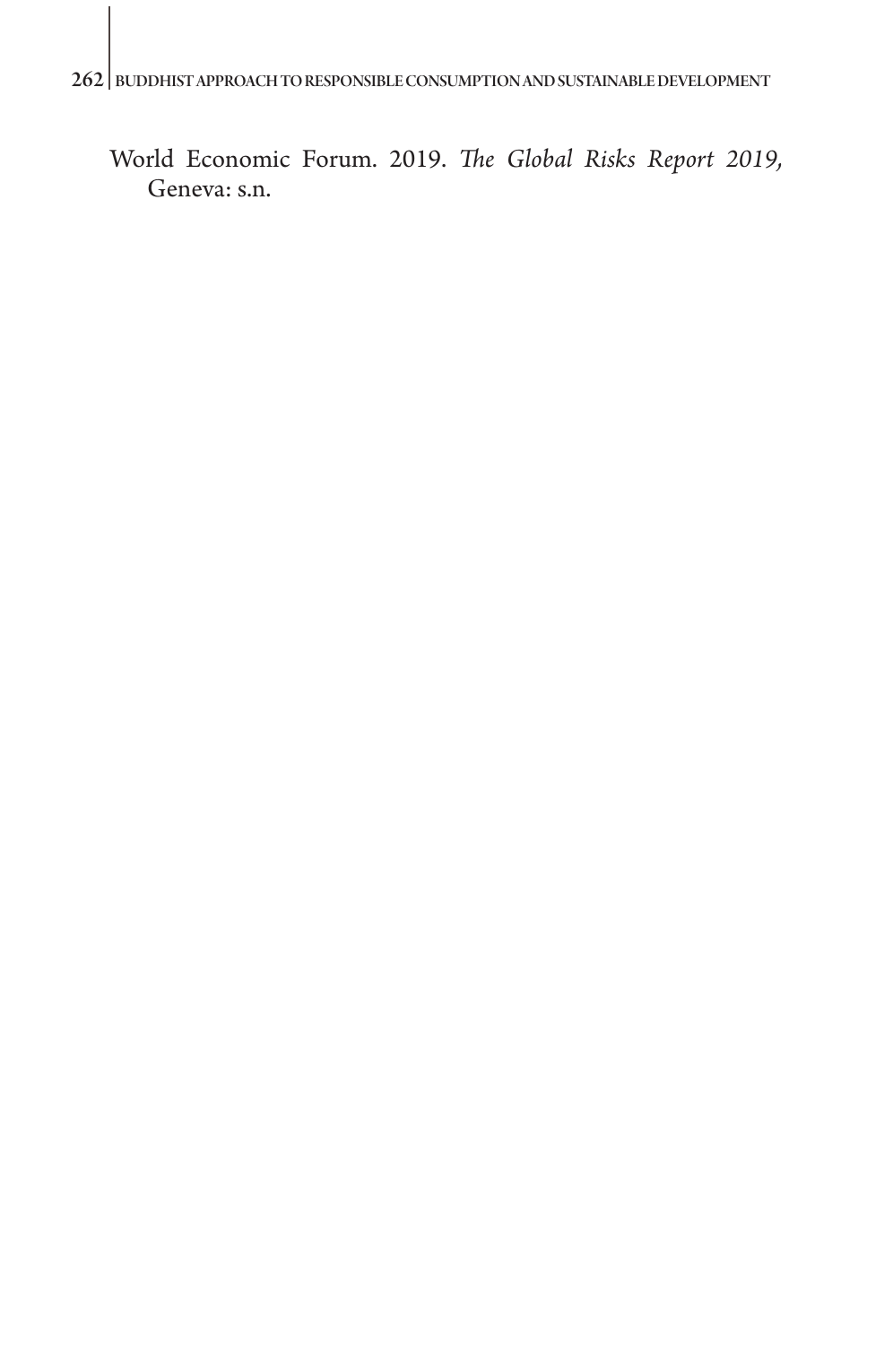World Economic Forum. 2019. *The Global Risks Report 2019,* Geneva: s.n.